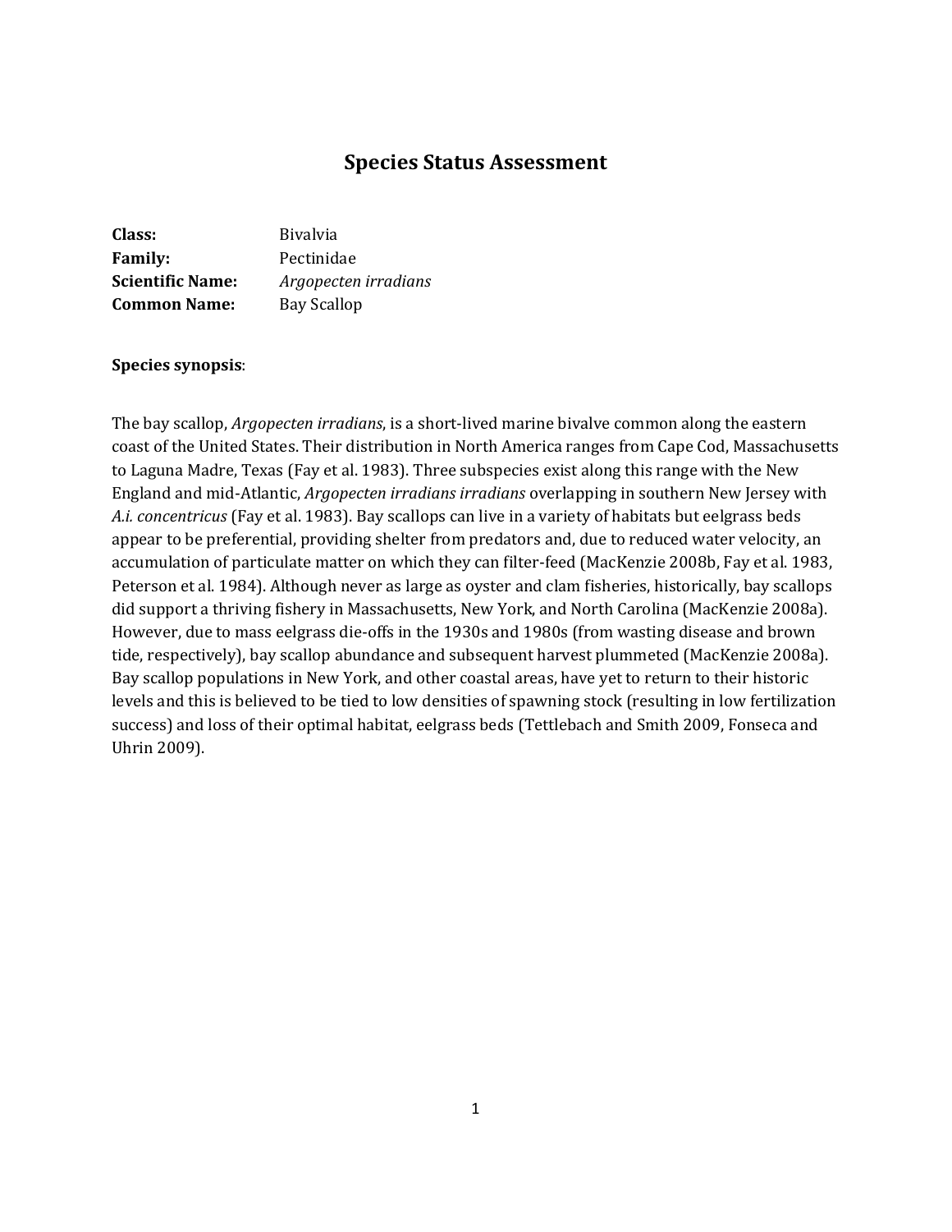# Species Status Assessment

**Class:** Bivalvia
**Family:** Pectinidae
**Scientific Name:** *Argopecten irradians*
**Common Name:** Bay Scallop

**Species synopsis**:

The bay scallop, *Argopecten irradians*, is a short-lived marine bivalve common along the eastern coast of the United States. Their distribution in North America ranges from Cape Cod, Massachusetts to Laguna Madre, Texas (Fay et al. 1983). Three subspecies exist along this range with the New England and mid-Atlantic, *Argopecten irradians irradians* overlapping in southern New Jersey with *A.i. concentricus* (Fay et al. 1983). Bay scallops can live in a variety of habitats but eelgrass beds appear to be preferential, providing shelter from predators and, due to reduced water velocity, an accumulation of particulate matter on which they can filter-feed (MacKenzie 2008b, Fay et al. 1983, Peterson et al. 1984). Although never as large as oyster and clam fisheries, historically, bay scallops did support a thriving fishery in Massachusetts, New York, and North Carolina (MacKenzie 2008a). However, due to mass eelgrass die-offs in the 1930s and 1980s (from wasting disease and brown tide, respectively), bay scallop abundance and subsequent harvest plummeted (MacKenzie 2008a). Bay scallop populations in New York, and other coastal areas, have yet to return to their historic levels and this is believed to be tied to low densities of spawning stock (resulting in low fertilization success) and loss of their optimal habitat, eelgrass beds (Tettlebach and Smith 2009, Fonseca and Uhrin 2009).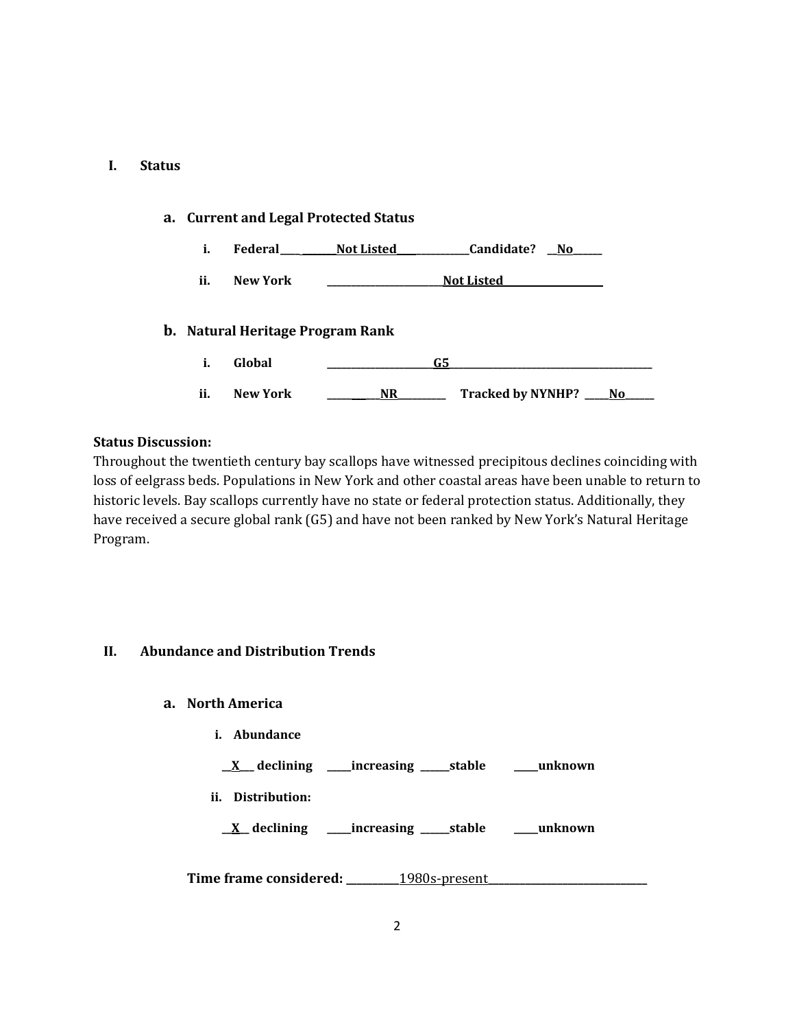## I. Status

### a. Current and Legal Protected Status

i. **Federal** ____ _______Not Listed_____________Candidate? __No______

ii. **New York** ________________________Not Listed____________________

### b. Natural Heritage Program Rank

i. **Global** _______________________G5___________________________________________

ii. **New York** _____ ___NR__________ **Tracked by NYNHP?** _____No______

**Status Discussion:**
Throughout the twentieth century bay scallops have witnessed precipitous declines coinciding with loss of eelgrass beds. Populations in New York and other coastal areas have been unable to return to historic levels. Bay scallops currently have no state or federal protection status. Additionally, they have received a secure global rank (G5) and have not been ranked by New York's Natural Heritage Program.

## II. Abundance and Distribution Trends

### a. North America

i. **Abundance**

__X___ declining _____increasing ______stable _____unknown

ii. **Distribution:**

__X__ declining _____increasing ______stable _____unknown

**Time frame considered:** __________1980s-present______________________________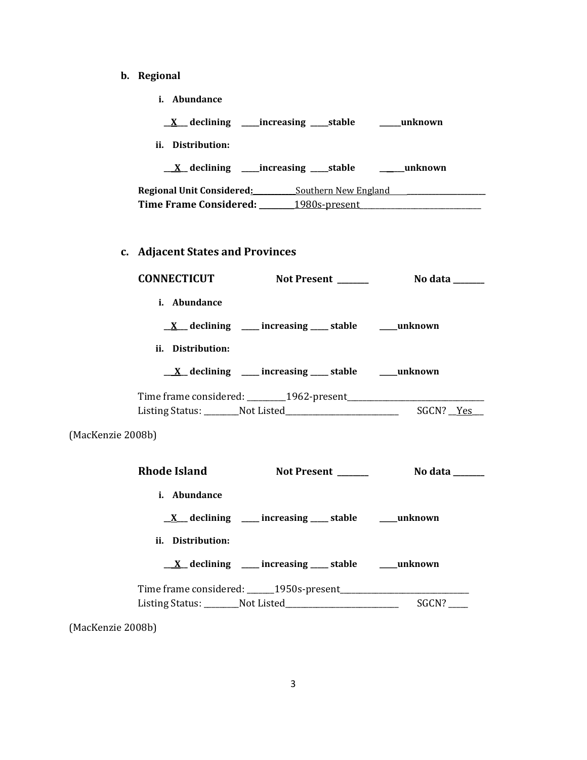**b. Regional**

**i. Abundance**

**\_\_X\_\_ declining \_\_\_\_\_increasing \_\_\_\_\_stable \_\_\_\_\_\_unknown**

**ii. Distribution:**

**\_\_X\_\_ declining \_\_\_\_\_increasing \_\_\_\_\_stable \_\_\_\_\_\_unknown**

**Regional Unit Considered:** \_\_\_\_\_\_\_\_\_\_\_\_Southern New England\_\_\_\_\_\_\_\_\_\_\_\_\_\_\_\_\_\_\_\_\_\_\_\_

**Time Frame Considered:** \_\_\_\_\_\_\_\_\_\_1980s-present\_\_\_\_\_\_\_\_\_\_\_\_\_\_\_\_\_\_\_\_\_\_\_\_\_\_\_\_\_\_\_\_

**c. Adjacent States and Provinces**

**CONNECTICUT** **Not Present \_\_\_\_\_\_\_\_** **No data \_\_\_\_\_\_\_\_**

**i. Abundance**

**\_\_X\_\_ declining \_\_\_\_\_ increasing \_\_\_\_\_ stable \_\_\_\_\_unknown**

**ii. Distribution:**

**\_\_X\_\_ declining \_\_\_\_\_ increasing \_\_\_\_\_ stable \_\_\_\_\_unknown**

Time frame considered: \_\_\_\_\_\_\_\_\_\_1962-present\_\_\_\_\_\_\_\_\_\_\_\_\_\_\_\_\_\_\_\_\_\_\_\_\_\_\_\_\_\_\_\_\_\_\_

Listing Status: \_\_\_\_\_\_\_\_\_Not Listed\_\_\_\_\_\_\_\_\_\_\_\_\_\_\_\_\_\_\_\_\_\_\_\_\_\_\_\_\_ SGCN? \_\_Yes\_\_\_

(MacKenzie 2008b)

**Rhode Island** **Not Present \_\_\_\_\_\_\_\_** **No data \_\_\_\_\_\_\_\_**

**i. Abundance**

**\_\_X\_\_ declining \_\_\_\_\_ increasing \_\_\_\_\_ stable \_\_\_\_\_unknown**

**ii. Distribution:**

**\_\_X\_\_ declining \_\_\_\_\_ increasing \_\_\_\_\_ stable \_\_\_\_\_unknown**

Time frame considered: \_\_\_\_\_\_\_1950s-present\_\_\_\_\_\_\_\_\_\_\_\_\_\_\_\_\_\_\_\_\_\_\_\_\_\_\_\_\_\_\_\_\_

Listing Status: \_\_\_\_\_\_\_\_\_Not Listed\_\_\_\_\_\_\_\_\_\_\_\_\_\_\_\_\_\_\_\_\_\_\_\_\_\_\_\_\_ SGCN? \_\_\_\_\_

(MacKenzie 2008b)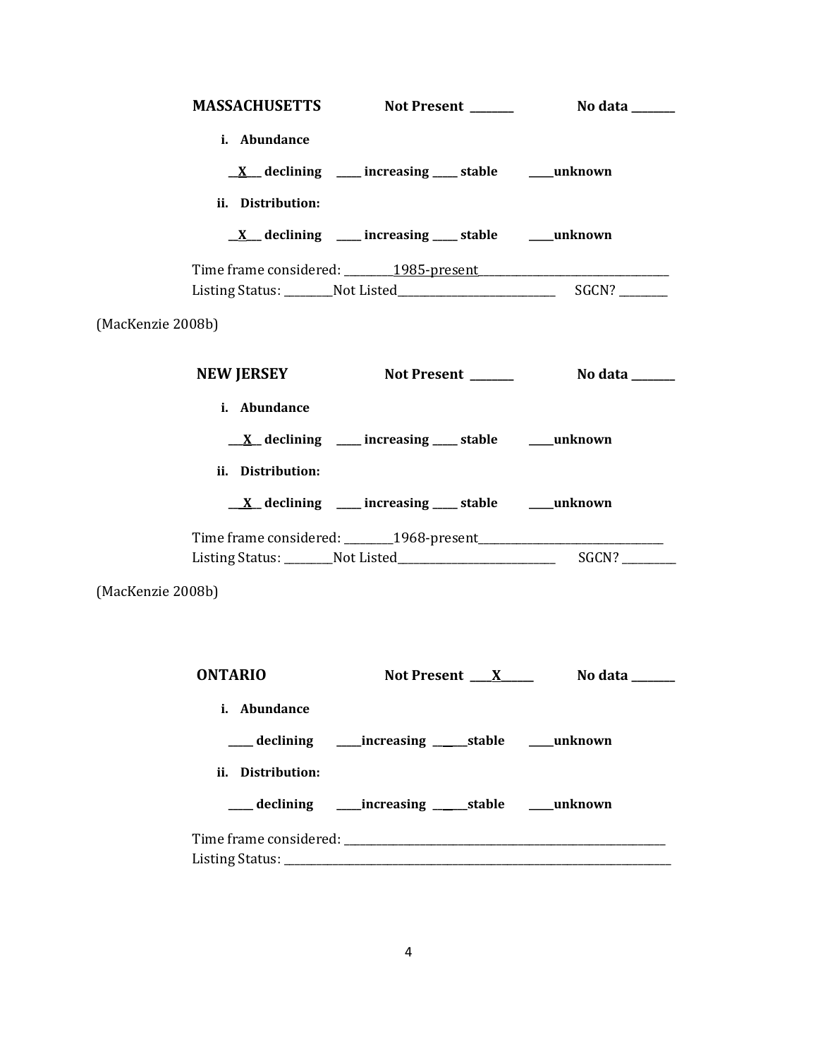**MASSACHUSETTS** **Not Present \_\_\_\_\_\_\_** **No data \_\_\_\_\_\_\_**

**i. Abundance**

**\_\_X\_\_ declining \_\_\_\_ increasing \_\_\_\_ stable \_\_\_\_unknown**

**ii. Distribution:**

**\_\_X\_\_ declining \_\_\_\_ increasing \_\_\_\_ stable \_\_\_\_unknown**

Time frame considered: \_\_\_\_\_\_\_\_1985-present\_\_\_\_\_\_\_\_\_\_\_\_\_\_\_\_\_\_\_\_\_\_\_\_\_\_\_\_\_\_\_\_
Listing Status: \_\_\_\_\_\_\_\_Not Listed\_\_\_\_\_\_\_\_\_\_\_\_\_\_\_\_\_\_\_\_\_\_\_\_\_\_ SGCN? \_\_\_\_\_\_\_\_

(MacKenzie 2008b)

**NEW JERSEY** **Not Present \_\_\_\_\_\_\_** **No data \_\_\_\_\_\_\_**

**i. Abundance**

**\_\_X\_\_ declining \_\_\_\_ increasing \_\_\_\_ stable \_\_\_\_unknown**

**ii. Distribution:**

**\_\_X\_\_ declining \_\_\_\_ increasing \_\_\_\_ stable \_\_\_\_unknown**

Time frame considered: \_\_\_\_\_\_\_\_1968-present\_\_\_\_\_\_\_\_\_\_\_\_\_\_\_\_\_\_\_\_\_\_\_\_\_\_\_\_\_\_\_\_
Listing Status: \_\_\_\_\_\_\_\_Not Listed\_\_\_\_\_\_\_\_\_\_\_\_\_\_\_\_\_\_\_\_\_\_\_\_\_\_ SGCN? \_\_\_\_\_\_\_\_

(MacKenzie 2008b)

**ONTARIO** **Not Present \_\_\_X\_\_\_\_\_** **No data \_\_\_\_\_\_\_**

**i. Abundance**

**\_\_\_\_ declining \_\_\_\_increasing \_\_\_\_\_stable \_\_\_\_unknown**

**ii. Distribution:**

**\_\_\_\_ declining \_\_\_\_increasing \_\_\_\_\_stable \_\_\_\_unknown**

Time frame considered: \_\_\_\_\_\_\_\_\_\_\_\_\_\_\_\_\_\_\_\_\_\_\_\_\_\_\_\_\_\_\_\_\_\_\_\_\_\_\_\_\_\_\_\_\_\_\_\_\_\_\_\_\_\_
Listing Status: \_\_\_\_\_\_\_\_\_\_\_\_\_\_\_\_\_\_\_\_\_\_\_\_\_\_\_\_\_\_\_\_\_\_\_\_\_\_\_\_\_\_\_\_\_\_\_\_\_\_\_\_\_\_\_\_\_\_\_\_\_\_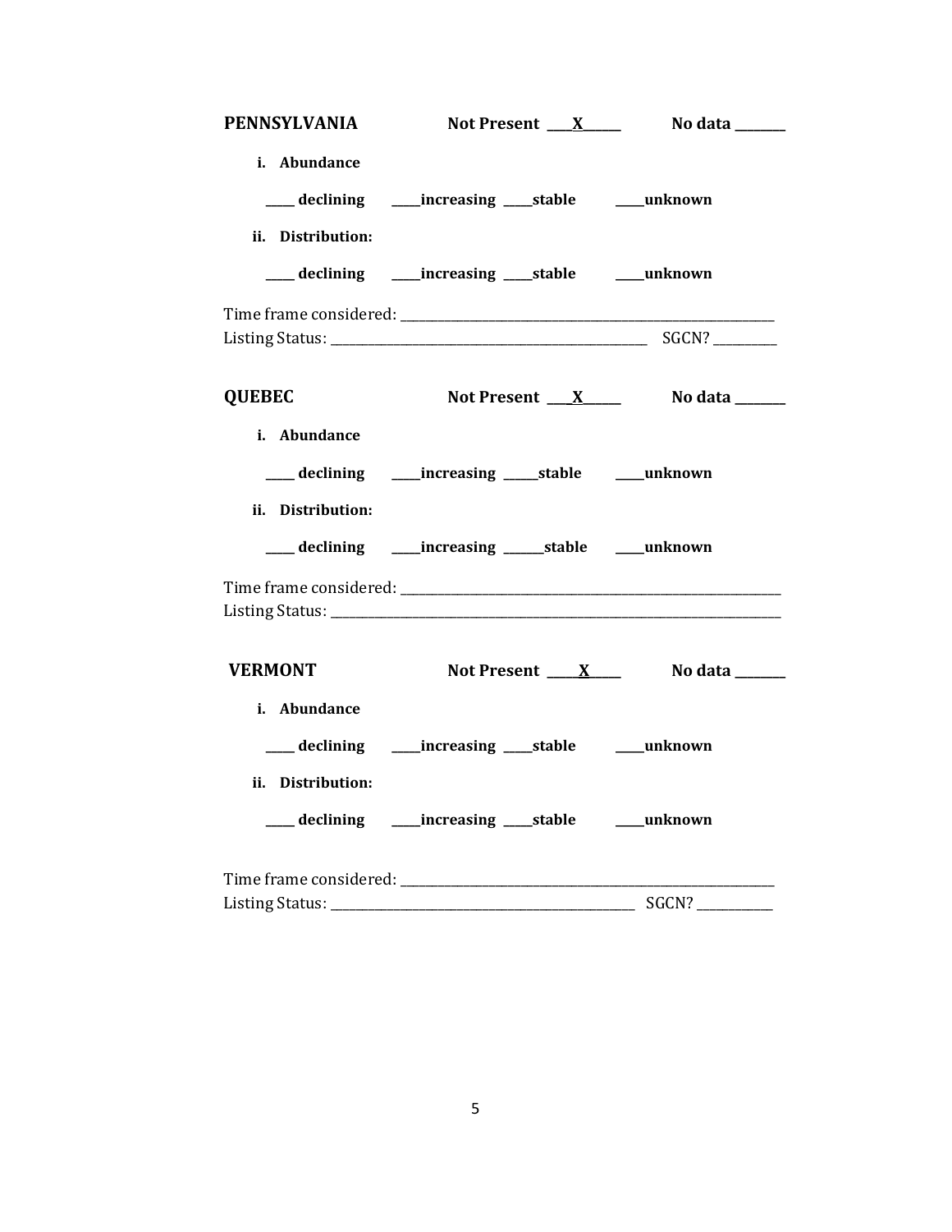**PENNSYLVANIA** **Not Present** ____X______ **No data** ________

**i. Abundance**

_____ **declining** _____**increasing** _____**stable** _____**unknown**

**ii. Distribution:**

_____ **declining** _____**increasing** _____**stable** _____**unknown**

Time frame considered: ___________________________________________________________
Listing Status: _________________________________________________ SGCN? __________

**QUEBEC** **Not Present** ____X______ **No data** ________

**i. Abundance**

_____ **declining** _____**increasing** _____**stable** _____**unknown**

**ii. Distribution:**

_____ **declining** _____**increasing** ______**stable** _____**unknown**

Time frame considered: ____________________________________________________________
Listing Status: ______________________________________________________________________

**VERMONT** **Not Present** _____X_____ **No data** ________

**i. Abundance**

_____ **declining** _____**increasing** _____**stable** _____**unknown**

**ii. Distribution:**

_____ **declining** _____**increasing** _____**stable** _____**unknown**

Time frame considered: ___________________________________________________________
Listing Status: _______________________________________________ SGCN? ____________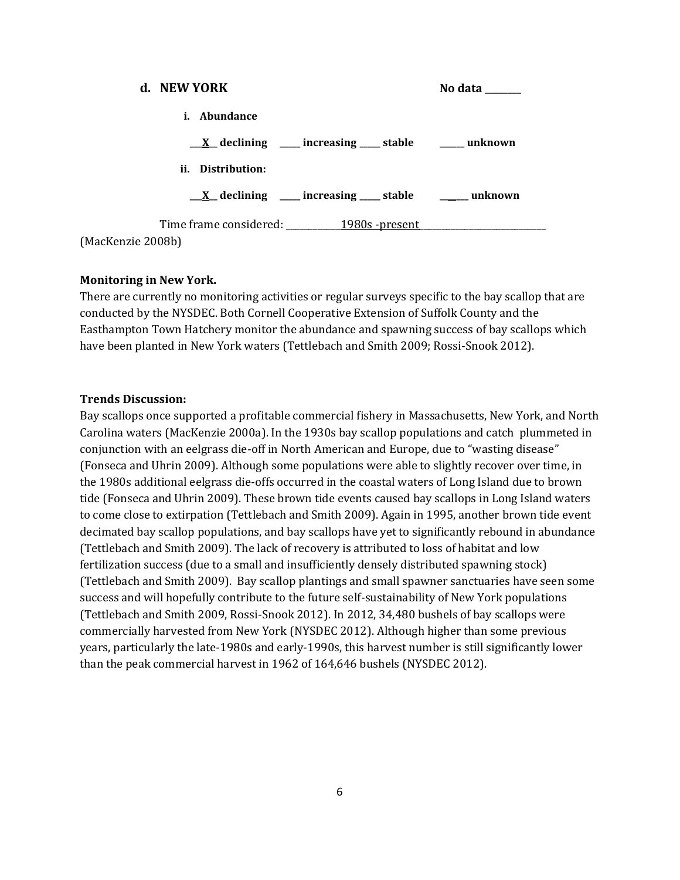**d. NEW YORK** **No data \_\_\_\_\_\_\_\_**

**i. Abundance**

**\_\_\_X\_\_ declining \_\_\_\_\_ increasing \_\_\_\_\_ stable \_\_\_\_\_\_ unknown**

**ii. Distribution:**

**\_\_\_X\_\_ declining \_\_\_\_\_ increasing \_\_\_\_\_ stable \_\_\_\_\_\_ unknown**

Time frame considered: \_\_\_\_\_\_\_\_\_\_\_\_1980s -present\_\_\_\_\_\_\_\_\_\_\_\_\_\_\_\_\_\_\_\_\_\_\_\_\_\_\_\_
(MacKenzie 2008b)

**Monitoring in New York.**

There are currently no monitoring activities or regular surveys specific to the bay scallop that are conducted by the NYSDEC. Both Cornell Cooperative Extension of Suffolk County and the Easthampton Town Hatchery monitor the abundance and spawning success of bay scallops which have been planted in New York waters (Tettlebach and Smith 2009; Rossi-Snook 2012).

**Trends Discussion:**

Bay scallops once supported a profitable commercial fishery in Massachusetts, New York, and North Carolina waters (MacKenzie 2000a). In the 1930s bay scallop populations and catch plummeted in conjunction with an eelgrass die-off in North American and Europe, due to "wasting disease" (Fonseca and Uhrin 2009). Although some populations were able to slightly recover over time, in the 1980s additional eelgrass die-offs occurred in the coastal waters of Long Island due to brown tide (Fonseca and Uhrin 2009). These brown tide events caused bay scallops in Long Island waters to come close to extirpation (Tettlebach and Smith 2009). Again in 1995, another brown tide event decimated bay scallop populations, and bay scallops have yet to significantly rebound in abundance (Tettlebach and Smith 2009). The lack of recovery is attributed to loss of habitat and low fertilization success (due to a small and insufficiently densely distributed spawning stock) (Tettlebach and Smith 2009). Bay scallop plantings and small spawner sanctuaries have seen some success and will hopefully contribute to the future self-sustainability of New York populations (Tettlebach and Smith 2009, Rossi-Snook 2012). In 2012, 34,480 bushels of bay scallops were commercially harvested from New York (NYSDEC 2012). Although higher than some previous years, particularly the late-1980s and early-1990s, this harvest number is still significantly lower than the peak commercial harvest in 1962 of 164,646 bushels (NYSDEC 2012).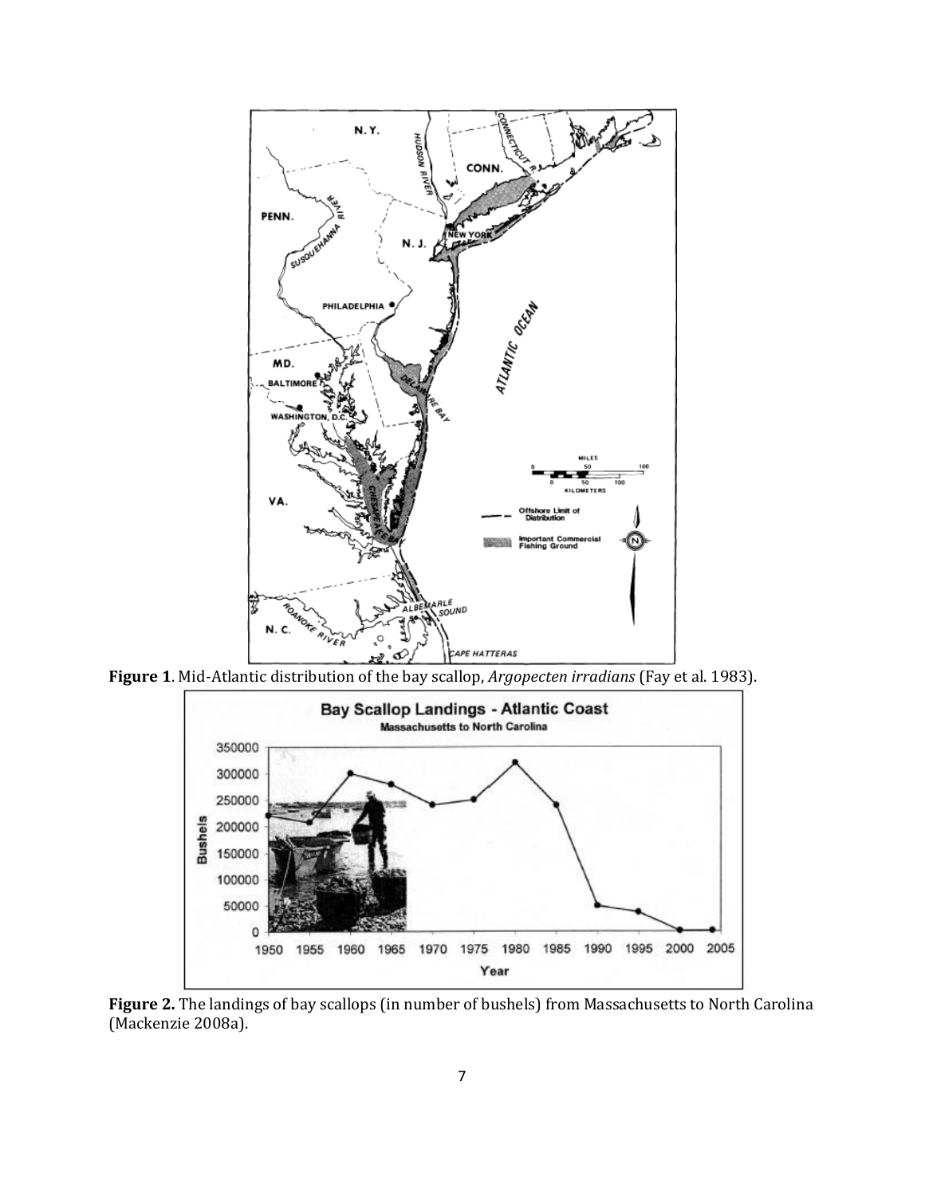**Figure 1**. Mid-Atlantic distribution of the bay scallop, *Argopecten irradians* (Fay et al. 1983).

**Figure 2.** The landings of bay scallops (in number of bushels) from Massachusetts to North Carolina (Mackenzie 2008a).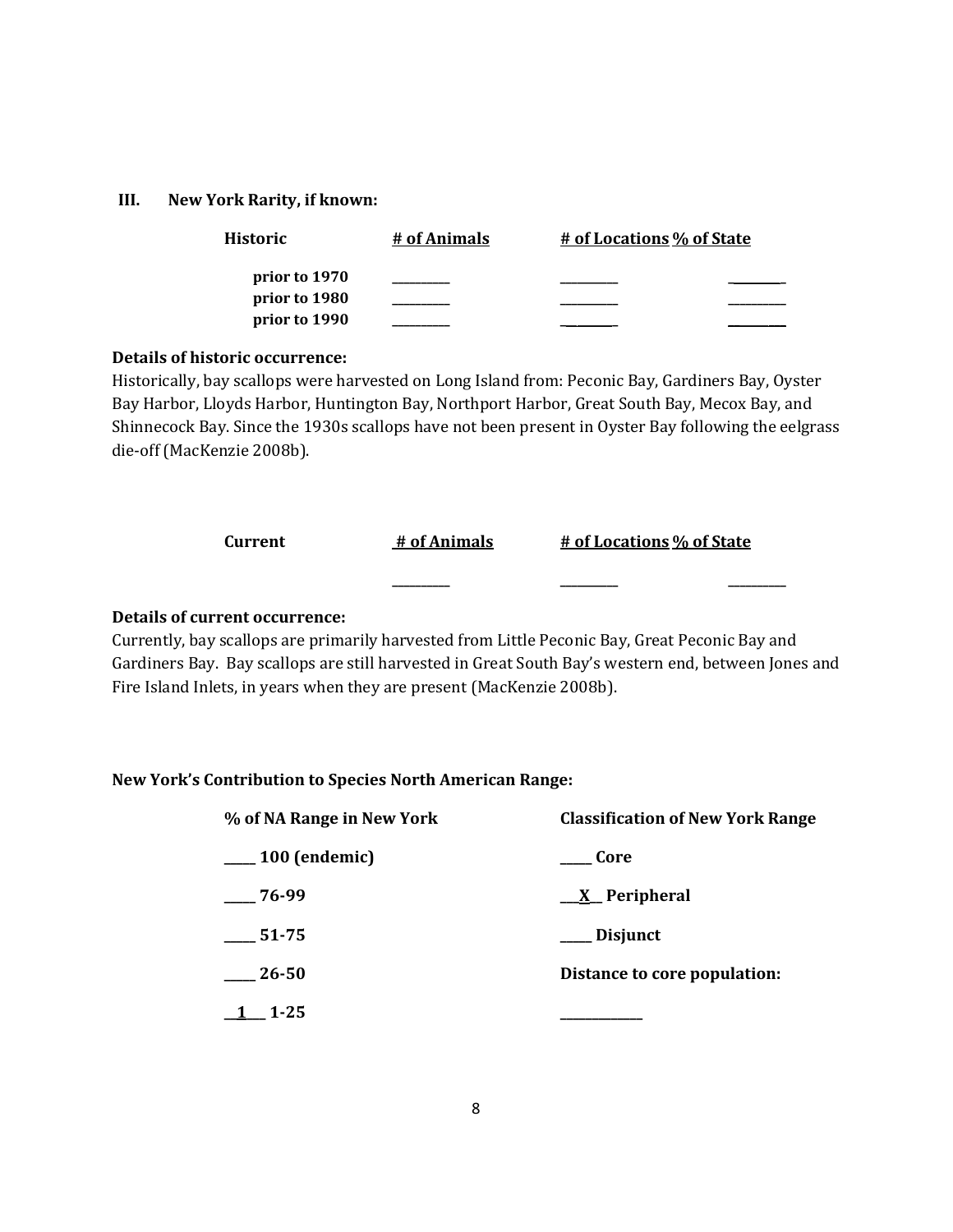**III. New York Rarity, if known:**

| Historic | # of Animals | # of Locations | % of State |
|---|---|---|---|
| prior to 1970 | ________ | ________ | ________ |
| prior to 1980 | ________ | ________ | ________ |
| prior to 1990 | ________ | ________ | ________ |

**Details of historic occurrence:**

Historically, bay scallops were harvested on Long Island from: Peconic Bay, Gardiners Bay, Oyster Bay Harbor, Lloyds Harbor, Huntington Bay, Northport Harbor, Great South Bay, Mecox Bay, and Shinnecock Bay. Since the 1930s scallops have not been present in Oyster Bay following the eelgrass die-off (MacKenzie 2008b).

| Current | # of Animals | # of Locations | % of State |
|---|---|---|---|
| | ________ | ________ | ________ |

**Details of current occurrence:**

Currently, bay scallops are primarily harvested from Little Peconic Bay, Great Peconic Bay and Gardiners Bay. Bay scallops are still harvested in Great South Bay's western end, between Jones and Fire Island Inlets, in years when they are present (MacKenzie 2008b).

**New York's Contribution to Species North American Range:**

| % of NA Range in New York | Classification of New York Range |
|---|---|
| _____ 100 (endemic) | _____ Core |
| _____ 76-99 | __X__ Peripheral |
| _____ 51-75 | _____ Disjunct |
| _____ 26-50 | **Distance to core population:** |
| __1__ 1-25 | ____________ |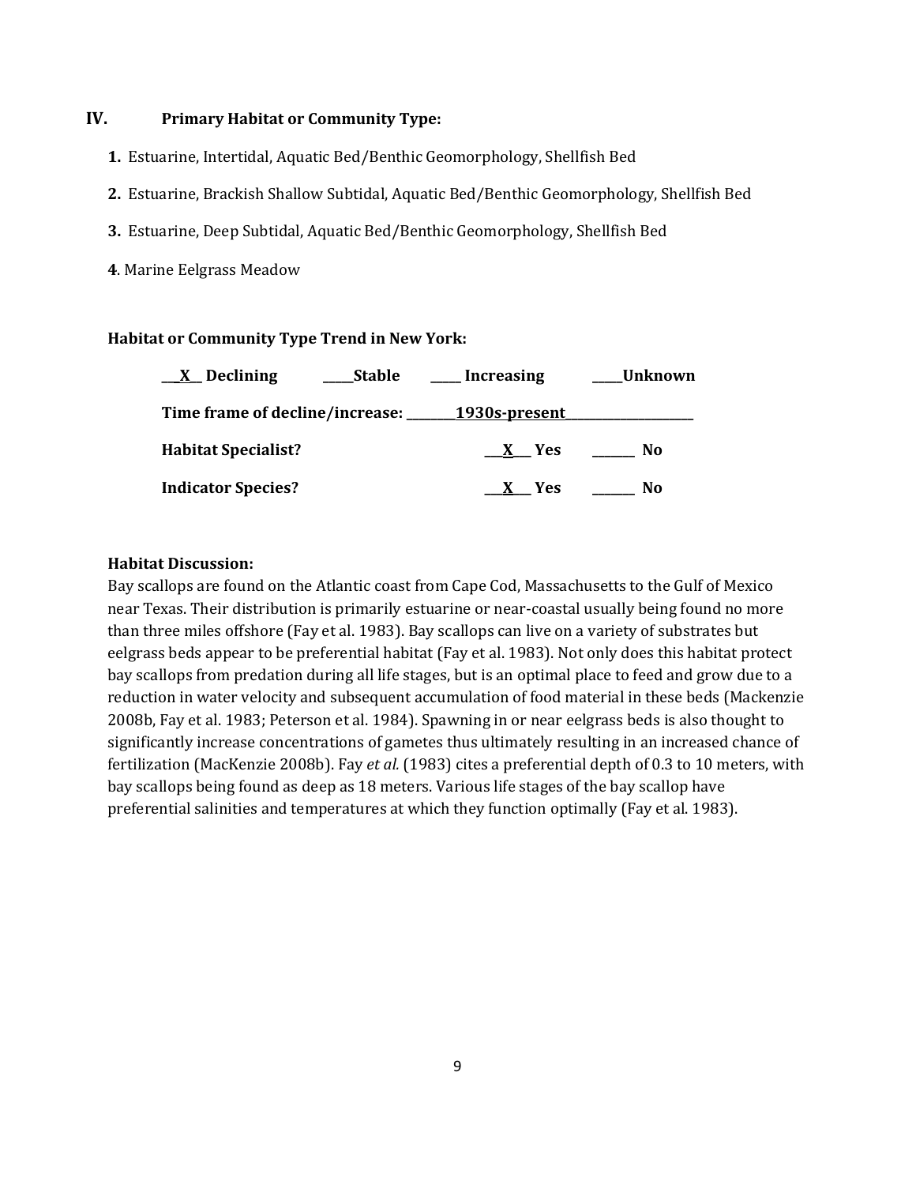## IV. Primary Habitat or Community Type:

1. Estuarine, Intertidal, Aquatic Bed/Benthic Geomorphology, Shellfish Bed
2. Estuarine, Brackish Shallow Subtidal, Aquatic Bed/Benthic Geomorphology, Shellfish Bed
3. Estuarine, Deep Subtidal, Aquatic Bed/Benthic Geomorphology, Shellfish Bed
4. Marine Eelgrass Meadow

**Habitat or Community Type Trend in New York:**

**\_\_X\_\_ Declining &nbsp;&nbsp; \_\_\_\_\_Stable &nbsp;&nbsp; \_\_\_\_\_ Increasing &nbsp;&nbsp; \_\_\_\_\_Unknown**

**Time frame of decline/increase: \_\_\_\_\_\_\_\_1930s-present\_\_\_\_\_\_\_\_\_\_\_\_\_\_\_\_\_\_\_\_**

**Habitat Specialist? &nbsp;&nbsp; \_\_\_X\_\_\_ Yes &nbsp;&nbsp; \_\_\_\_\_\_\_ No**

**Indicator Species? &nbsp;&nbsp; \_\_\_X\_\_\_ Yes &nbsp;&nbsp; \_\_\_\_\_\_\_ No**

**Habitat Discussion:**

Bay scallops are found on the Atlantic coast from Cape Cod, Massachusetts to the Gulf of Mexico near Texas. Their distribution is primarily estuarine or near-coastal usually being found no more than three miles offshore (Fay et al. 1983). Bay scallops can live on a variety of substrates but eelgrass beds appear to be preferential habitat (Fay et al. 1983). Not only does this habitat protect bay scallops from predation during all life stages, but is an optimal place to feed and grow due to a reduction in water velocity and subsequent accumulation of food material in these beds (Mackenzie 2008b, Fay et al. 1983; Peterson et al. 1984). Spawning in or near eelgrass beds is also thought to significantly increase concentrations of gametes thus ultimately resulting in an increased chance of fertilization (MacKenzie 2008b). Fay *et al.* (1983) cites a preferential depth of 0.3 to 10 meters, with bay scallops being found as deep as 18 meters. Various life stages of the bay scallop have preferential salinities and temperatures at which they function optimally (Fay et al. 1983).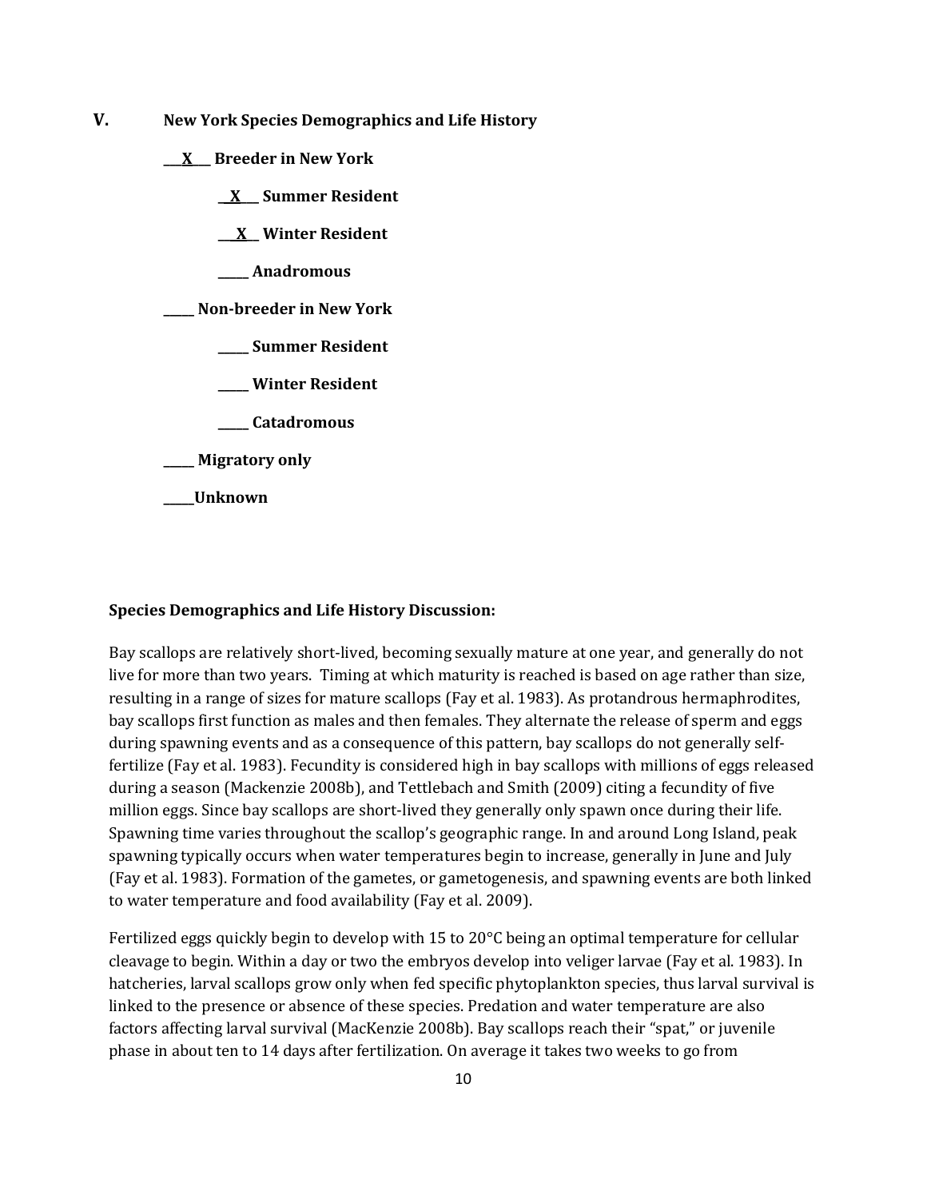## V. New York Species Demographics and Life History

**\_\_\_X\_\_\_ Breeder in New York**

- **\_\_X\_\_\_ Summer Resident**
- **\_\_X\_\_ Winter Resident**
- **\_\_\_\_\_ Anadromous**

**\_\_\_\_\_ Non-breeder in New York**

- **\_\_\_\_\_ Summer Resident**
- **\_\_\_\_\_ Winter Resident**
- **\_\_\_\_\_ Catadromous**

**\_\_\_\_\_ Migratory only**

**\_\_\_\_\_Unknown**

**Species Demographics and Life History Discussion:**

Bay scallops are relatively short-lived, becoming sexually mature at one year, and generally do not live for more than two years. Timing at which maturity is reached is based on age rather than size, resulting in a range of sizes for mature scallops (Fay et al. 1983). As protandrous hermaphrodites, bay scallops first function as males and then females. They alternate the release of sperm and eggs during spawning events and as a consequence of this pattern, bay scallops do not generally self-fertilize (Fay et al. 1983). Fecundity is considered high in bay scallops with millions of eggs released during a season (Mackenzie 2008b), and Tettlebach and Smith (2009) citing a fecundity of five million eggs. Since bay scallops are short-lived they generally only spawn once during their life. Spawning time varies throughout the scallop's geographic range. In and around Long Island, peak spawning typically occurs when water temperatures begin to increase, generally in June and July (Fay et al. 1983). Formation of the gametes, or gametogenesis, and spawning events are both linked to water temperature and food availability (Fay et al. 2009).

Fertilized eggs quickly begin to develop with 15 to 20°C being an optimal temperature for cellular cleavage to begin. Within a day or two the embryos develop into veliger larvae (Fay et al. 1983). In hatcheries, larval scallops grow only when fed specific phytoplankton species, thus larval survival is linked to the presence or absence of these species. Predation and water temperature are also factors affecting larval survival (MacKenzie 2008b). Bay scallops reach their "spat," or juvenile phase in about ten to 14 days after fertilization. On average it takes two weeks to go from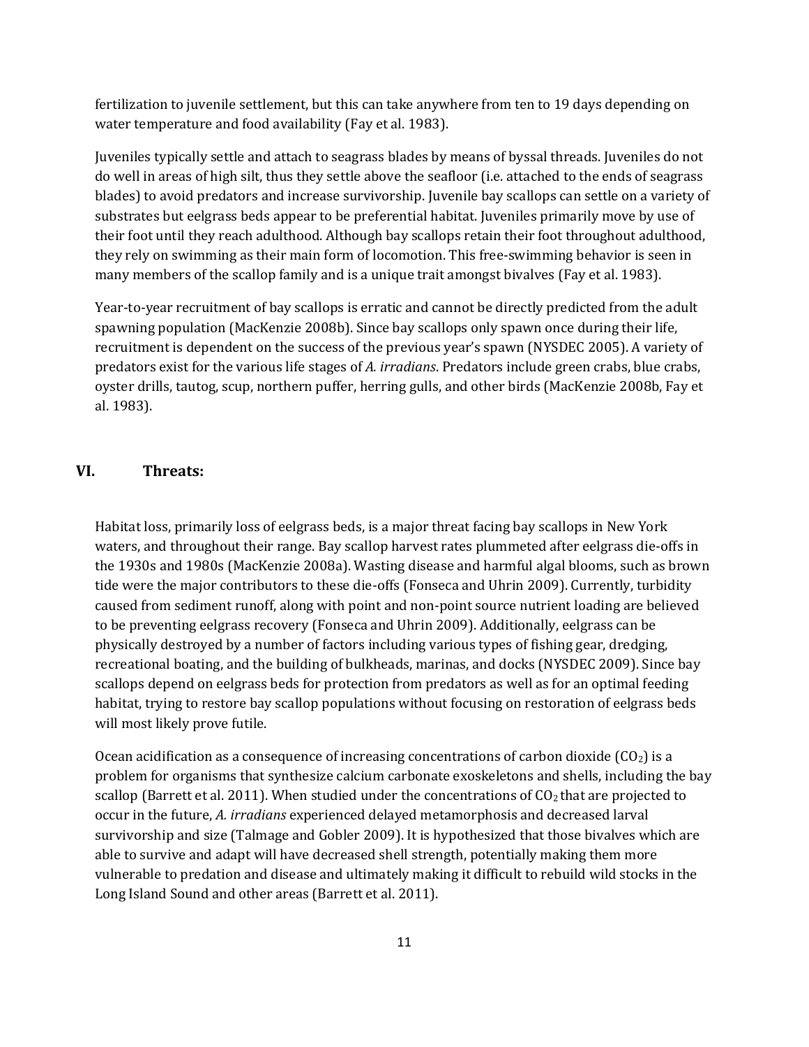fertilization to juvenile settlement, but this can take anywhere from ten to 19 days depending on water temperature and food availability (Fay et al. 1983).

Juveniles typically settle and attach to seagrass blades by means of byssal threads. Juveniles do not do well in areas of high silt, thus they settle above the seafloor (i.e. attached to the ends of seagrass blades) to avoid predators and increase survivorship. Juvenile bay scallops can settle on a variety of substrates but eelgrass beds appear to be preferential habitat. Juveniles primarily move by use of their foot until they reach adulthood. Although bay scallops retain their foot throughout adulthood, they rely on swimming as their main form of locomotion. This free-swimming behavior is seen in many members of the scallop family and is a unique trait amongst bivalves (Fay et al. 1983).

Year-to-year recruitment of bay scallops is erratic and cannot be directly predicted from the adult spawning population (MacKenzie 2008b). Since bay scallops only spawn once during their life, recruitment is dependent on the success of the previous year's spawn (NYSDEC 2005). A variety of predators exist for the various life stages of *A. irradians*. Predators include green crabs, blue crabs, oyster drills, tautog, scup, northern puffer, herring gulls, and other birds (MacKenzie 2008b, Fay et al. 1983).

## VI. Threats:

Habitat loss, primarily loss of eelgrass beds, is a major threat facing bay scallops in New York waters, and throughout their range. Bay scallop harvest rates plummeted after eelgrass die-offs in the 1930s and 1980s (MacKenzie 2008a). Wasting disease and harmful algal blooms, such as brown tide were the major contributors to these die-offs (Fonseca and Uhrin 2009). Currently, turbidity caused from sediment runoff, along with point and non-point source nutrient loading are believed to be preventing eelgrass recovery (Fonseca and Uhrin 2009). Additionally, eelgrass can be physically destroyed by a number of factors including various types of fishing gear, dredging, recreational boating, and the building of bulkheads, marinas, and docks (NYSDEC 2009). Since bay scallops depend on eelgrass beds for protection from predators as well as for an optimal feeding habitat, trying to restore bay scallop populations without focusing on restoration of eelgrass beds will most likely prove futile.

Ocean acidification as a consequence of increasing concentrations of carbon dioxide ($CO_2$) is a problem for organisms that synthesize calcium carbonate exoskeletons and shells, including the bay scallop (Barrett et al. 2011). When studied under the concentrations of $CO_2$ that are projected to occur in the future, *A. irradians* experienced delayed metamorphosis and decreased larval survivorship and size (Talmage and Gobler 2009). It is hypothesized that those bivalves which are able to survive and adapt will have decreased shell strength, potentially making them more vulnerable to predation and disease and ultimately making it difficult to rebuild wild stocks in the Long Island Sound and other areas (Barrett et al. 2011).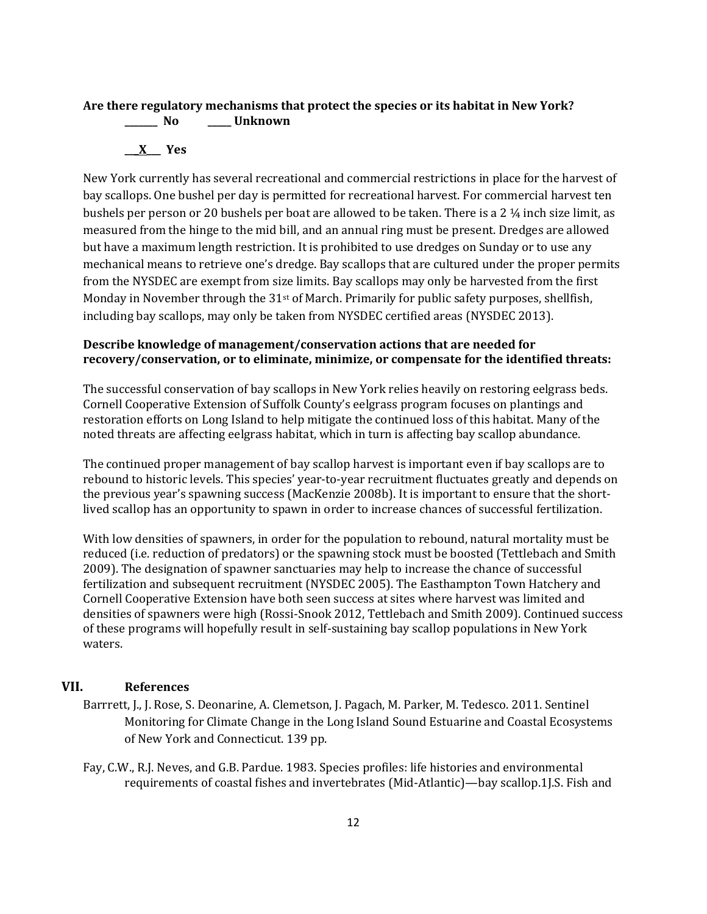**Are there regulatory mechanisms that protect the species or its habitat in New York?**

**_______ No _____ Unknown**

**__X___ Yes**

New York currently has several recreational and commercial restrictions in place for the harvest of bay scallops. One bushel per day is permitted for recreational harvest. For commercial harvest ten bushels per person or 20 bushels per boat are allowed to be taken. There is a 2 ¼ inch size limit, as measured from the hinge to the mid bill, and an annual ring must be present. Dredges are allowed but have a maximum length restriction. It is prohibited to use dredges on Sunday or to use any mechanical means to retrieve one's dredge. Bay scallops that are cultured under the proper permits from the NYSDEC are exempt from size limits. Bay scallops may only be harvested from the first Monday in November through the 31st of March. Primarily for public safety purposes, shellfish, including bay scallops, may only be taken from NYSDEC certified areas (NYSDEC 2013).

**Describe knowledge of management/conservation actions that are needed for recovery/conservation, or to eliminate, minimize, or compensate for the identified threats:**

The successful conservation of bay scallops in New York relies heavily on restoring eelgrass beds. Cornell Cooperative Extension of Suffolk County's eelgrass program focuses on plantings and restoration efforts on Long Island to help mitigate the continued loss of this habitat. Many of the noted threats are affecting eelgrass habitat, which in turn is affecting bay scallop abundance.

The continued proper management of bay scallop harvest is important even if bay scallops are to rebound to historic levels. This species' year-to-year recruitment fluctuates greatly and depends on the previous year's spawning success (MacKenzie 2008b). It is important to ensure that the short-lived scallop has an opportunity to spawn in order to increase chances of successful fertilization.

With low densities of spawners, in order for the population to rebound, natural mortality must be reduced (i.e. reduction of predators) or the spawning stock must be boosted (Tettlebach and Smith 2009). The designation of spawner sanctuaries may help to increase the chance of successful fertilization and subsequent recruitment (NYSDEC 2005). The Easthampton Town Hatchery and Cornell Cooperative Extension have both seen success at sites where harvest was limited and densities of spawners were high (Rossi-Snook 2012, Tettlebach and Smith 2009). Continued success of these programs will hopefully result in self-sustaining bay scallop populations in New York waters.

## VII. References

Barrrett, J., J. Rose, S. Deonarine, A. Clemetson, J. Pagach, M. Parker, M. Tedesco. 2011. Sentinel Monitoring for Climate Change in the Long Island Sound Estuarine and Coastal Ecosystems of New York and Connecticut. 139 pp.

Fay, C.W., R.J. Neves, and G.B. Pardue. 1983. Species profiles: life histories and environmental requirements of coastal fishes and invertebrates (Mid-Atlantic)—bay scallop.1J.S. Fish and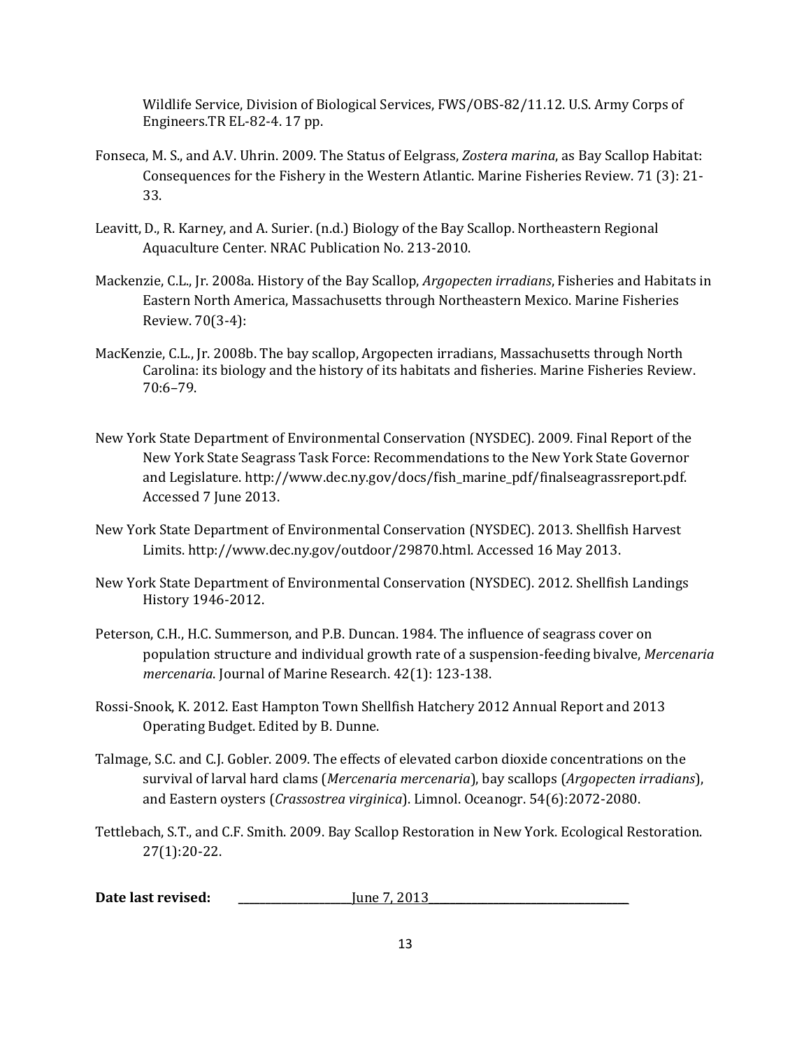Wildlife Service, Division of Biological Services, FWS/OBS-82/11.12. U.S. Army Corps of Engineers.TR EL-82-4. 17 pp.

Fonseca, M. S., and A.V. Uhrin. 2009. The Status of Eelgrass, *Zostera marina*, as Bay Scallop Habitat: Consequences for the Fishery in the Western Atlantic. Marine Fisheries Review. 71 (3): 21-33.

Leavitt, D., R. Karney, and A. Surier. (n.d.) Biology of the Bay Scallop. Northeastern Regional Aquaculture Center. NRAC Publication No. 213-2010.

Mackenzie, C.L., Jr. 2008a. History of the Bay Scallop, *Argopecten irradians*, Fisheries and Habitats in Eastern North America, Massachusetts through Northeastern Mexico. Marine Fisheries Review. 70(3-4):

MacKenzie, C.L., Jr. 2008b. The bay scallop, Argopecten irradians, Massachusetts through North Carolina: its biology and the history of its habitats and fisheries. Marine Fisheries Review. 70:6–79.

New York State Department of Environmental Conservation (NYSDEC). 2009. Final Report of the New York State Seagrass Task Force: Recommendations to the New York State Governor and Legislature. http://www.dec.ny.gov/docs/fish_marine_pdf/finalseagrassreport.pdf. Accessed 7 June 2013.

New York State Department of Environmental Conservation (NYSDEC). 2013. Shellfish Harvest Limits. http://www.dec.ny.gov/outdoor/29870.html. Accessed 16 May 2013.

New York State Department of Environmental Conservation (NYSDEC). 2012. Shellfish Landings History 1946-2012.

Peterson, C.H., H.C. Summerson, and P.B. Duncan. 1984. The influence of seagrass cover on population structure and individual growth rate of a suspension-feeding bivalve, *Mercenaria mercenaria*. Journal of Marine Research. 42(1): 123-138.

Rossi-Snook, K. 2012. East Hampton Town Shellfish Hatchery 2012 Annual Report and 2013 Operating Budget. Edited by B. Dunne.

Talmage, S.C. and C.J. Gobler. 2009. The effects of elevated carbon dioxide concentrations on the survival of larval hard clams (*Mercenaria mercenaria*), bay scallops (*Argopecten irradians*), and Eastern oysters (*Crassostrea virginica*). Limnol. Oceanogr. 54(6):2072-2080.

Tettlebach, S.T., and C.F. Smith. 2009. Bay Scallop Restoration in New York. Ecological Restoration. 27(1):20-22.

**Date last revised:** June 7, 2013